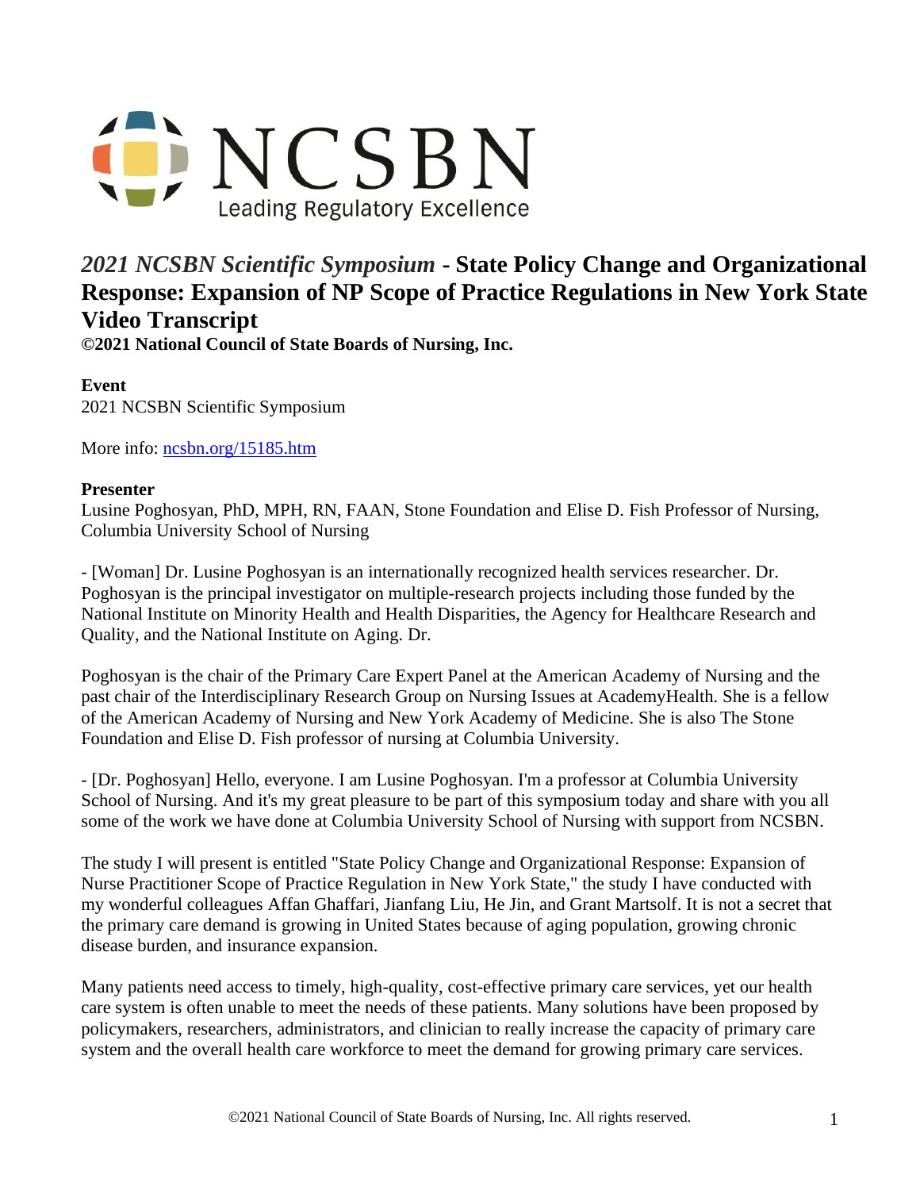NCSBN

Leading Regulatory Excellence

# *2021 NCSBN Scientific Symposium* - State Policy Change and Organizational Response: Expansion of NP Scope of Practice Regulations in New York State Video Transcript

**©2021 National Council of State Boards of Nursing, Inc.**

**Event**

2021 NCSBN Scientific Symposium

More info: [ncsbn.org/15185.htm](ncsbn.org/15185.htm)

**Presenter**

Lusine Poghosyan, PhD, MPH, RN, FAAN, Stone Foundation and Elise D. Fish Professor of Nursing, Columbia University School of Nursing

- [Woman] Dr. Lusine Poghosyan is an internationally recognized health services researcher. Dr. Poghosyan is the principal investigator on multiple-research projects including those funded by the National Institute on Minority Health and Health Disparities, the Agency for Healthcare Research and Quality, and the National Institute on Aging. Dr.

Poghosyan is the chair of the Primary Care Expert Panel at the American Academy of Nursing and the past chair of the Interdisciplinary Research Group on Nursing Issues at AcademyHealth. She is a fellow of the American Academy of Nursing and New York Academy of Medicine. She is also The Stone Foundation and Elise D. Fish professor of nursing at Columbia University.

- [Dr. Poghosyan] Hello, everyone. I am Lusine Poghosyan. I'm a professor at Columbia University School of Nursing. And it's my great pleasure to be part of this symposium today and share with you all some of the work we have done at Columbia University School of Nursing with support from NCSBN.

The study I will present is entitled "State Policy Change and Organizational Response: Expansion of Nurse Practitioner Scope of Practice Regulation in New York State," the study I have conducted with my wonderful colleagues Affan Ghaffari, Jianfang Liu, He Jin, and Grant Martsolf. It is not a secret that the primary care demand is growing in United States because of aging population, growing chronic disease burden, and insurance expansion.

Many patients need access to timely, high-quality, cost-effective primary care services, yet our health care system is often unable to meet the needs of these patients. Many solutions have been proposed by policymakers, researchers, administrators, and clinician to really increase the capacity of primary care system and the overall health care workforce to meet the demand for growing primary care services.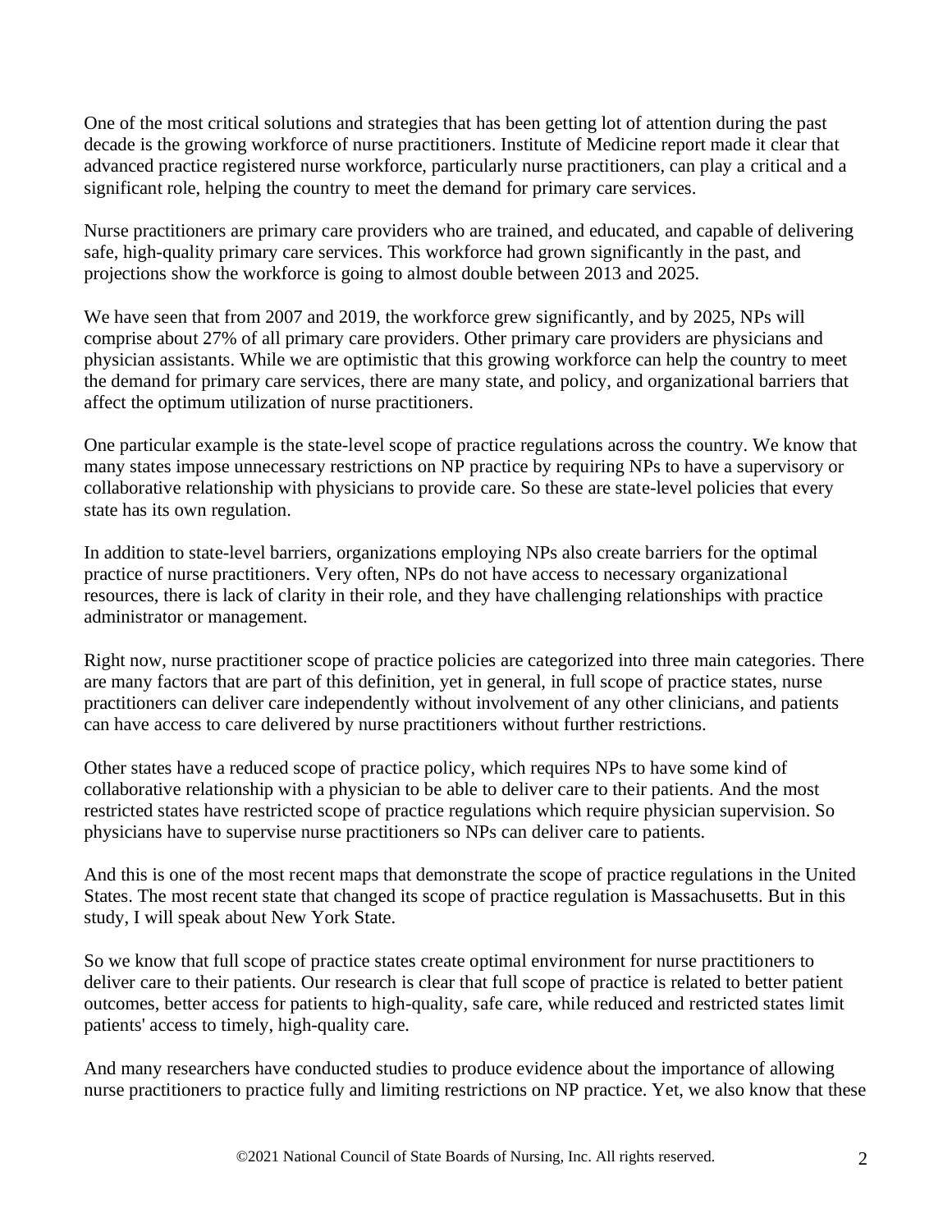One of the most critical solutions and strategies that has been getting lot of attention during the past decade is the growing workforce of nurse practitioners. Institute of Medicine report made it clear that advanced practice registered nurse workforce, particularly nurse practitioners, can play a critical and a significant role, helping the country to meet the demand for primary care services.

Nurse practitioners are primary care providers who are trained, and educated, and capable of delivering safe, high-quality primary care services. This workforce had grown significantly in the past, and projections show the workforce is going to almost double between 2013 and 2025.

We have seen that from 2007 and 2019, the workforce grew significantly, and by 2025, NPs will comprise about 27% of all primary care providers. Other primary care providers are physicians and physician assistants. While we are optimistic that this growing workforce can help the country to meet the demand for primary care services, there are many state, and policy, and organizational barriers that affect the optimum utilization of nurse practitioners.

One particular example is the state-level scope of practice regulations across the country. We know that many states impose unnecessary restrictions on NP practice by requiring NPs to have a supervisory or collaborative relationship with physicians to provide care. So these are state-level policies that every state has its own regulation.

In addition to state-level barriers, organizations employing NPs also create barriers for the optimal practice of nurse practitioners. Very often, NPs do not have access to necessary organizational resources, there is lack of clarity in their role, and they have challenging relationships with practice administrator or management.

Right now, nurse practitioner scope of practice policies are categorized into three main categories. There are many factors that are part of this definition, yet in general, in full scope of practice states, nurse practitioners can deliver care independently without involvement of any other clinicians, and patients can have access to care delivered by nurse practitioners without further restrictions.

Other states have a reduced scope of practice policy, which requires NPs to have some kind of collaborative relationship with a physician to be able to deliver care to their patients. And the most restricted states have restricted scope of practice regulations which require physician supervision. So physicians have to supervise nurse practitioners so NPs can deliver care to patients.

And this is one of the most recent maps that demonstrate the scope of practice regulations in the United States. The most recent state that changed its scope of practice regulation is Massachusetts. But in this study, I will speak about New York State.

So we know that full scope of practice states create optimal environment for nurse practitioners to deliver care to their patients. Our research is clear that full scope of practice is related to better patient outcomes, better access for patients to high-quality, safe care, while reduced and restricted states limit patients' access to timely, high-quality care.

And many researchers have conducted studies to produce evidence about the importance of allowing nurse practitioners to practice fully and limiting restrictions on NP practice. Yet, we also know that these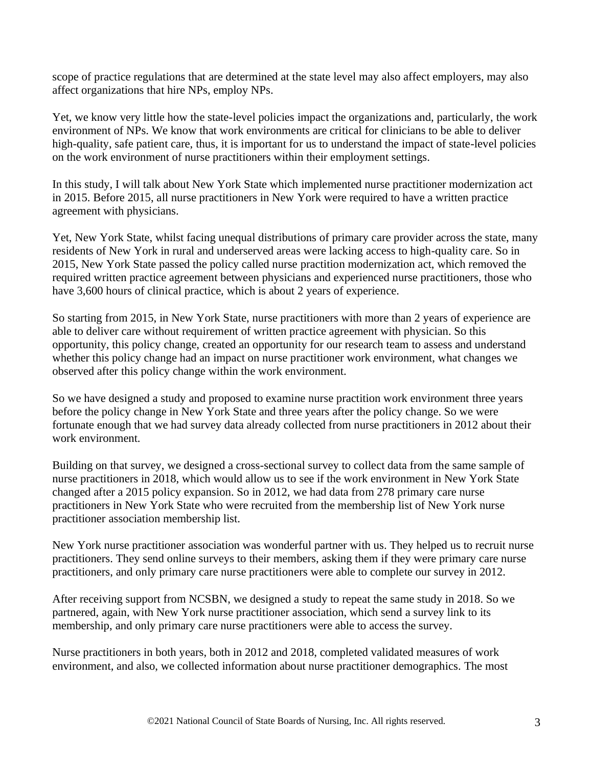scope of practice regulations that are determined at the state level may also affect employers, may also affect organizations that hire NPs, employ NPs.

Yet, we know very little how the state-level policies impact the organizations and, particularly, the work environment of NPs. We know that work environments are critical for clinicians to be able to deliver high-quality, safe patient care, thus, it is important for us to understand the impact of state-level policies on the work environment of nurse practitioners within their employment settings.

In this study, I will talk about New York State which implemented nurse practitioner modernization act in 2015. Before 2015, all nurse practitioners in New York were required to have a written practice agreement with physicians.

Yet, New York State, whilst facing unequal distributions of primary care provider across the state, many residents of New York in rural and underserved areas were lacking access to high-quality care. So in 2015, New York State passed the policy called nurse practition modernization act, which removed the required written practice agreement between physicians and experienced nurse practitioners, those who have 3,600 hours of clinical practice, which is about 2 years of experience.

So starting from 2015, in New York State, nurse practitioners with more than 2 years of experience are able to deliver care without requirement of written practice agreement with physician. So this opportunity, this policy change, created an opportunity for our research team to assess and understand whether this policy change had an impact on nurse practitioner work environment, what changes we observed after this policy change within the work environment.

So we have designed a study and proposed to examine nurse practition work environment three years before the policy change in New York State and three years after the policy change. So we were fortunate enough that we had survey data already collected from nurse practitioners in 2012 about their work environment.

Building on that survey, we designed a cross-sectional survey to collect data from the same sample of nurse practitioners in 2018, which would allow us to see if the work environment in New York State changed after a 2015 policy expansion. So in 2012, we had data from 278 primary care nurse practitioners in New York State who were recruited from the membership list of New York nurse practitioner association membership list.

New York nurse practitioner association was wonderful partner with us. They helped us to recruit nurse practitioners. They send online surveys to their members, asking them if they were primary care nurse practitioners, and only primary care nurse practitioners were able to complete our survey in 2012.

After receiving support from NCSBN, we designed a study to repeat the same study in 2018. So we partnered, again, with New York nurse practitioner association, which send a survey link to its membership, and only primary care nurse practitioners were able to access the survey.

Nurse practitioners in both years, both in 2012 and 2018, completed validated measures of work environment, and also, we collected information about nurse practitioner demographics. The most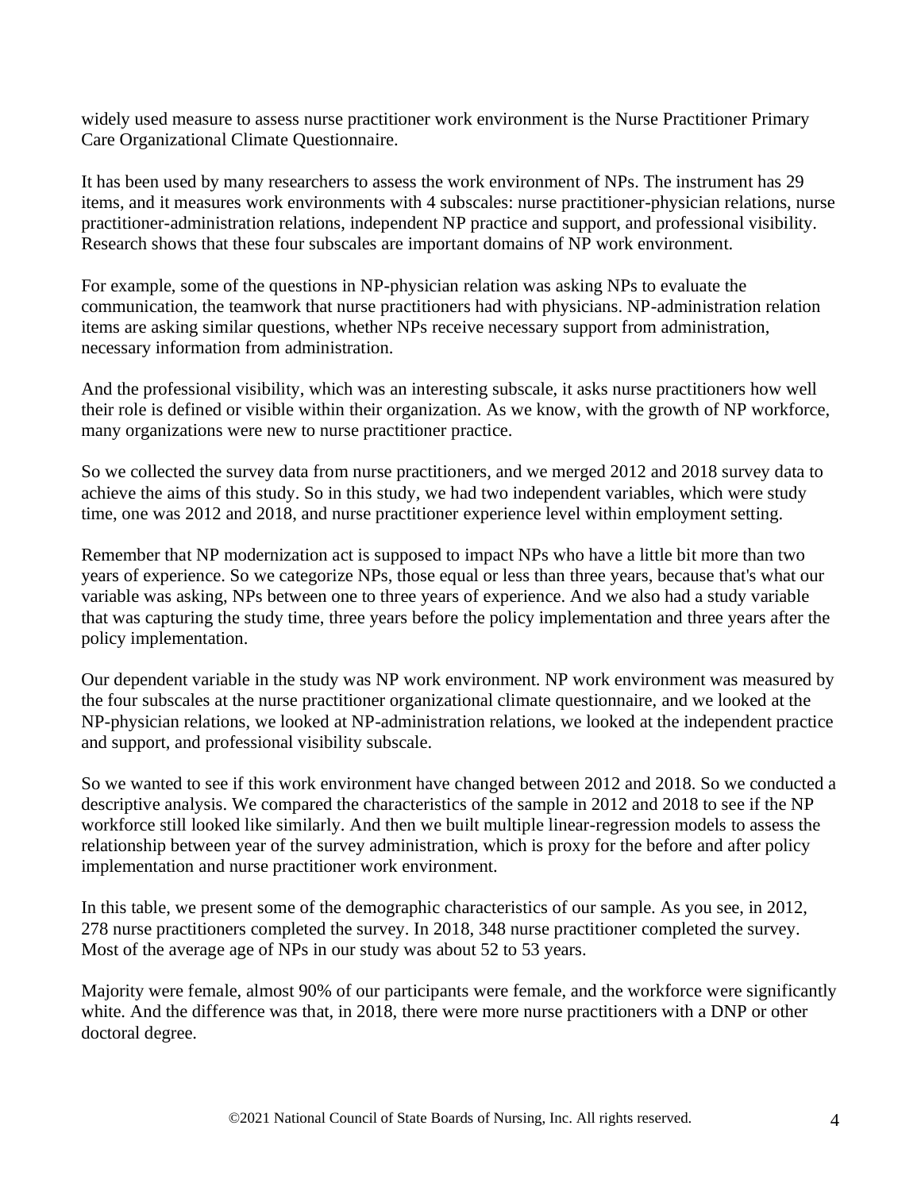widely used measure to assess nurse practitioner work environment is the Nurse Practitioner Primary Care Organizational Climate Questionnaire.

It has been used by many researchers to assess the work environment of NPs. The instrument has 29 items, and it measures work environments with 4 subscales: nurse practitioner-physician relations, nurse practitioner-administration relations, independent NP practice and support, and professional visibility. Research shows that these four subscales are important domains of NP work environment.

For example, some of the questions in NP-physician relation was asking NPs to evaluate the communication, the teamwork that nurse practitioners had with physicians. NP-administration relation items are asking similar questions, whether NPs receive necessary support from administration, necessary information from administration.

And the professional visibility, which was an interesting subscale, it asks nurse practitioners how well their role is defined or visible within their organization. As we know, with the growth of NP workforce, many organizations were new to nurse practitioner practice.

So we collected the survey data from nurse practitioners, and we merged 2012 and 2018 survey data to achieve the aims of this study. So in this study, we had two independent variables, which were study time, one was 2012 and 2018, and nurse practitioner experience level within employment setting.

Remember that NP modernization act is supposed to impact NPs who have a little bit more than two years of experience. So we categorize NPs, those equal or less than three years, because that's what our variable was asking, NPs between one to three years of experience. And we also had a study variable that was capturing the study time, three years before the policy implementation and three years after the policy implementation.

Our dependent variable in the study was NP work environment. NP work environment was measured by the four subscales at the nurse practitioner organizational climate questionnaire, and we looked at the NP-physician relations, we looked at NP-administration relations, we looked at the independent practice and support, and professional visibility subscale.

So we wanted to see if this work environment have changed between 2012 and 2018. So we conducted a descriptive analysis. We compared the characteristics of the sample in 2012 and 2018 to see if the NP workforce still looked like similarly. And then we built multiple linear-regression models to assess the relationship between year of the survey administration, which is proxy for the before and after policy implementation and nurse practitioner work environment.

In this table, we present some of the demographic characteristics of our sample. As you see, in 2012, 278 nurse practitioners completed the survey. In 2018, 348 nurse practitioner completed the survey. Most of the average age of NPs in our study was about 52 to 53 years.

Majority were female, almost 90% of our participants were female, and the workforce were significantly white. And the difference was that, in 2018, there were more nurse practitioners with a DNP or other doctoral degree.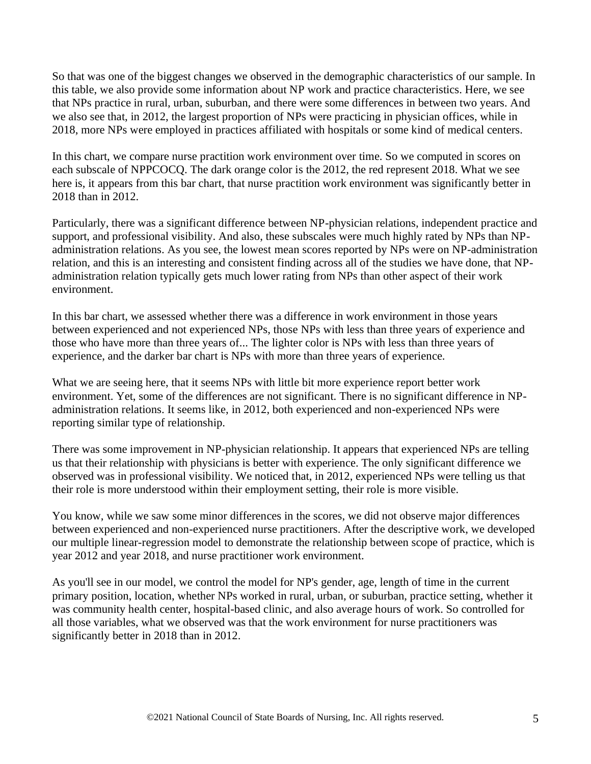So that was one of the biggest changes we observed in the demographic characteristics of our sample. In this table, we also provide some information about NP work and practice characteristics. Here, we see that NPs practice in rural, urban, suburban, and there were some differences in between two years. And we also see that, in 2012, the largest proportion of NPs were practicing in physician offices, while in 2018, more NPs were employed in practices affiliated with hospitals or some kind of medical centers.

In this chart, we compare nurse practition work environment over time. So we computed in scores on each subscale of NPPCOCQ. The dark orange color is the 2012, the red represent 2018. What we see here is, it appears from this bar chart, that nurse practition work environment was significantly better in 2018 than in 2012.

Particularly, there was a significant difference between NP-physician relations, independent practice and support, and professional visibility. And also, these subscales were much highly rated by NPs than NP-administration relations. As you see, the lowest mean scores reported by NPs were on NP-administration relation, and this is an interesting and consistent finding across all of the studies we have done, that NP-administration relation typically gets much lower rating from NPs than other aspect of their work environment.

In this bar chart, we assessed whether there was a difference in work environment in those years between experienced and not experienced NPs, those NPs with less than three years of experience and those who have more than three years of... The lighter color is NPs with less than three years of experience, and the darker bar chart is NPs with more than three years of experience.

What we are seeing here, that it seems NPs with little bit more experience report better work environment. Yet, some of the differences are not significant. There is no significant difference in NP-administration relations. It seems like, in 2012, both experienced and non-experienced NPs were reporting similar type of relationship.

There was some improvement in NP-physician relationship. It appears that experienced NPs are telling us that their relationship with physicians is better with experience. The only significant difference we observed was in professional visibility. We noticed that, in 2012, experienced NPs were telling us that their role is more understood within their employment setting, their role is more visible.

You know, while we saw some minor differences in the scores, we did not observe major differences between experienced and non-experienced nurse practitioners. After the descriptive work, we developed our multiple linear-regression model to demonstrate the relationship between scope of practice, which is year 2012 and year 2018, and nurse practitioner work environment.

As you'll see in our model, we control the model for NP's gender, age, length of time in the current primary position, location, whether NPs worked in rural, urban, or suburban, practice setting, whether it was community health center, hospital-based clinic, and also average hours of work. So controlled for all those variables, what we observed was that the work environment for nurse practitioners was significantly better in 2018 than in 2012.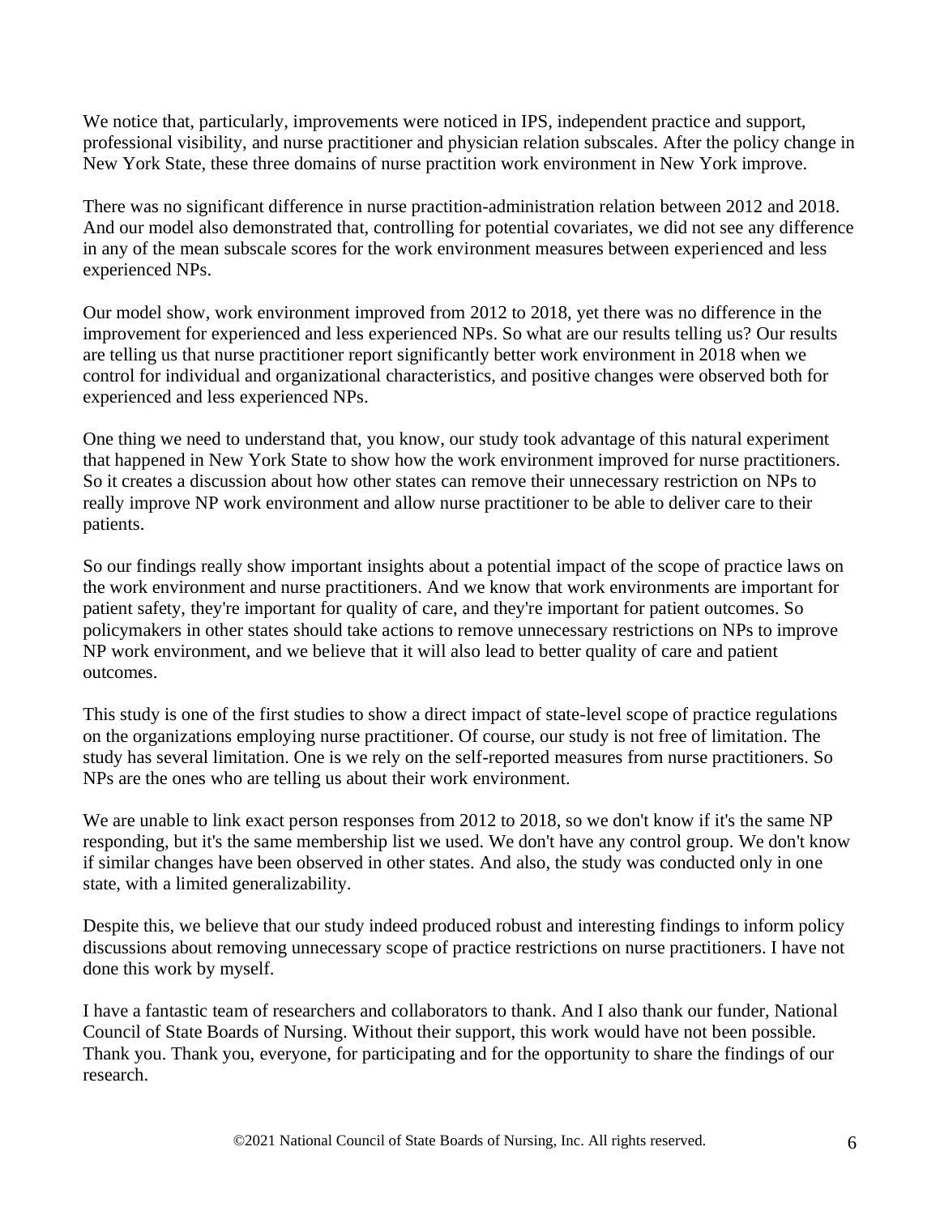We notice that, particularly, improvements were noticed in IPS, independent practice and support, professional visibility, and nurse practitioner and physician relation subscales. After the policy change in New York State, these three domains of nurse practition work environment in New York improve.

There was no significant difference in nurse practition-administration relation between 2012 and 2018. And our model also demonstrated that, controlling for potential covariates, we did not see any difference in any of the mean subscale scores for the work environment measures between experienced and less experienced NPs.

Our model show, work environment improved from 2012 to 2018, yet there was no difference in the improvement for experienced and less experienced NPs. So what are our results telling us? Our results are telling us that nurse practitioner report significantly better work environment in 2018 when we control for individual and organizational characteristics, and positive changes were observed both for experienced and less experienced NPs.

One thing we need to understand that, you know, our study took advantage of this natural experiment that happened in New York State to show how the work environment improved for nurse practitioners. So it creates a discussion about how other states can remove their unnecessary restriction on NPs to really improve NP work environment and allow nurse practitioner to be able to deliver care to their patients.

So our findings really show important insights about a potential impact of the scope of practice laws on the work environment and nurse practitioners. And we know that work environments are important for patient safety, they're important for quality of care, and they're important for patient outcomes. So policymakers in other states should take actions to remove unnecessary restrictions on NPs to improve NP work environment, and we believe that it will also lead to better quality of care and patient outcomes.

This study is one of the first studies to show a direct impact of state-level scope of practice regulations on the organizations employing nurse practitioner. Of course, our study is not free of limitation. The study has several limitation. One is we rely on the self-reported measures from nurse practitioners. So NPs are the ones who are telling us about their work environment.

We are unable to link exact person responses from 2012 to 2018, so we don't know if it's the same NP responding, but it's the same membership list we used. We don't have any control group. We don't know if similar changes have been observed in other states. And also, the study was conducted only in one state, with a limited generalizability.

Despite this, we believe that our study indeed produced robust and interesting findings to inform policy discussions about removing unnecessary scope of practice restrictions on nurse practitioners. I have not done this work by myself.

I have a fantastic team of researchers and collaborators to thank. And I also thank our funder, National Council of State Boards of Nursing. Without their support, this work would have not been possible. Thank you. Thank you, everyone, for participating and for the opportunity to share the findings of our research.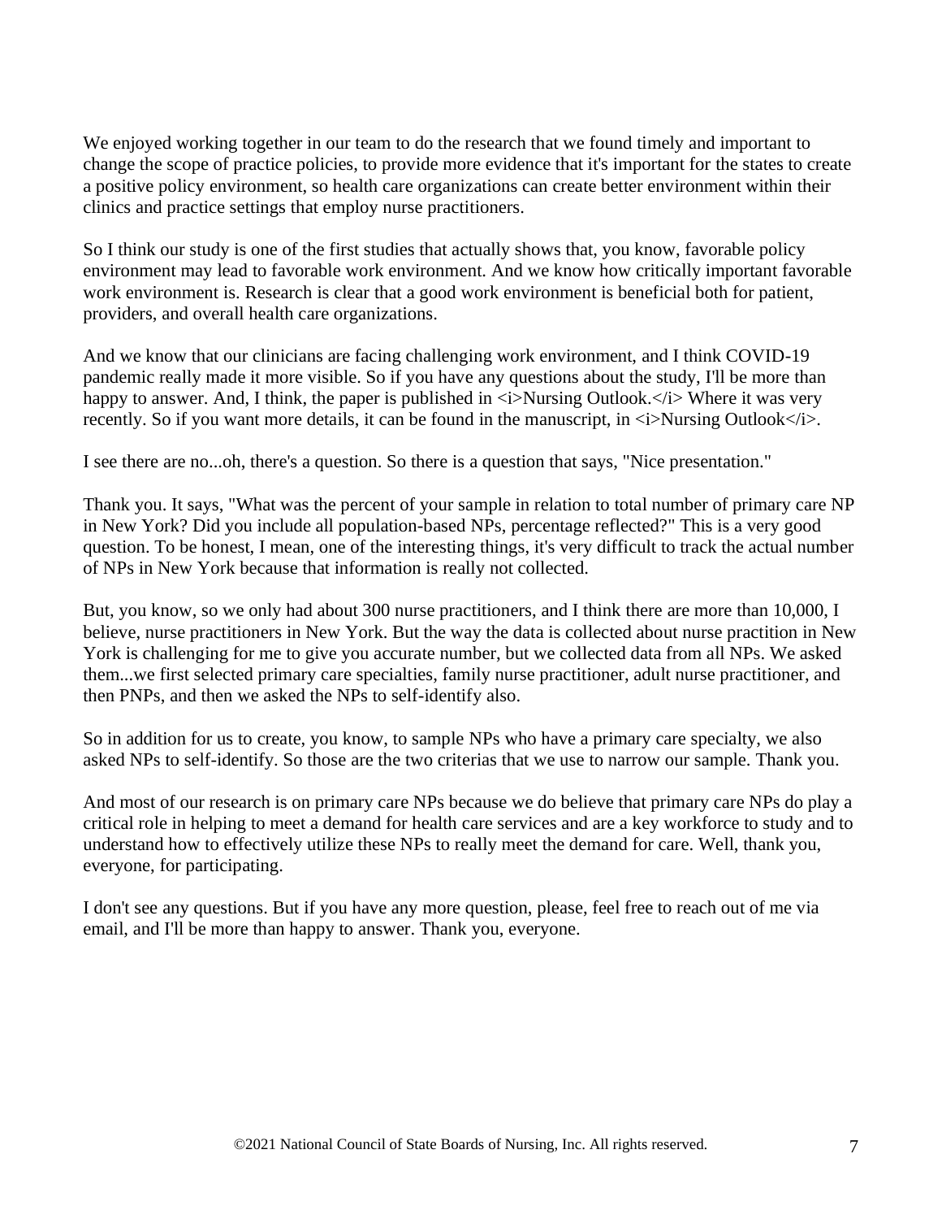We enjoyed working together in our team to do the research that we found timely and important to change the scope of practice policies, to provide more evidence that it's important for the states to create a positive policy environment, so health care organizations can create better environment within their clinics and practice settings that employ nurse practitioners.

So I think our study is one of the first studies that actually shows that, you know, favorable policy environment may lead to favorable work environment. And we know how critically important favorable work environment is. Research is clear that a good work environment is beneficial both for patient, providers, and overall health care organizations.

And we know that our clinicians are facing challenging work environment, and I think COVID-19 pandemic really made it more visible. So if you have any questions about the study, I'll be more than happy to answer. And, I think, the paper is published in <i>Nursing Outlook.</i> Where it was very recently. So if you want more details, it can be found in the manuscript, in <i>Nursing Outlook</i>.

I see there are no...oh, there's a question. So there is a question that says, "Nice presentation."

Thank you. It says, "What was the percent of your sample in relation to total number of primary care NP in New York? Did you include all population-based NPs, percentage reflected?" This is a very good question. To be honest, I mean, one of the interesting things, it's very difficult to track the actual number of NPs in New York because that information is really not collected.

But, you know, so we only had about 300 nurse practitioners, and I think there are more than 10,000, I believe, nurse practitioners in New York. But the way the data is collected about nurse practition in New York is challenging for me to give you accurate number, but we collected data from all NPs. We asked them...we first selected primary care specialties, family nurse practitioner, adult nurse practitioner, and then PNPs, and then we asked the NPs to self-identify also.

So in addition for us to create, you know, to sample NPs who have a primary care specialty, we also asked NPs to self-identify. So those are the two criterias that we use to narrow our sample. Thank you.

And most of our research is on primary care NPs because we do believe that primary care NPs do play a critical role in helping to meet a demand for health care services and are a key workforce to study and to understand how to effectively utilize these NPs to really meet the demand for care. Well, thank you, everyone, for participating.

I don't see any questions. But if you have any more question, please, feel free to reach out of me via email, and I'll be more than happy to answer. Thank you, everyone.

©2021 National Council of State Boards of Nursing, Inc. All rights reserved.